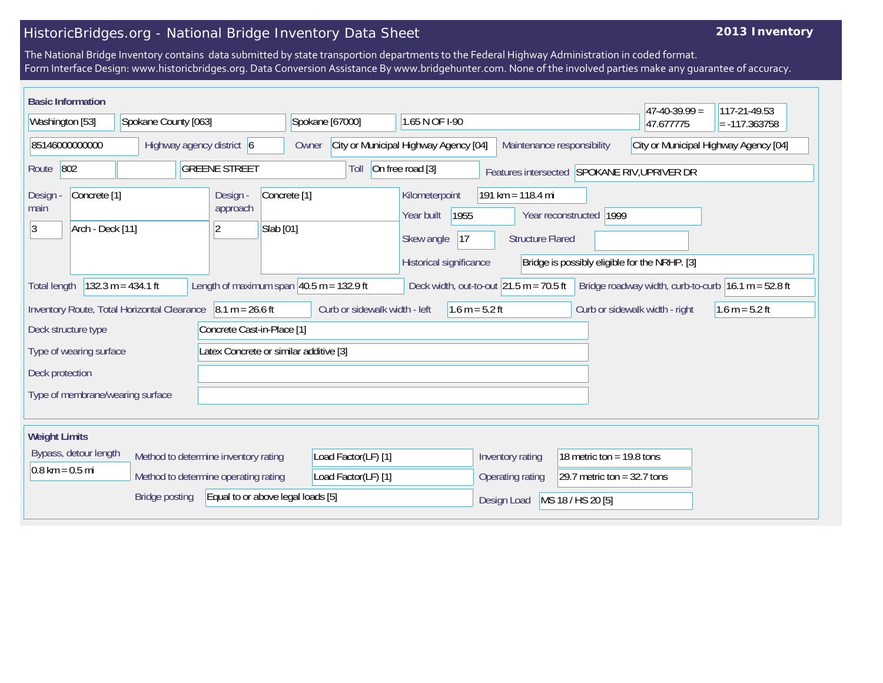# HistoricBridges.org - National Bridge Inventory Data Sheet

**2013 Inventory**

The National Bridge Inventory contains data submitted by state transportion departments to the Federal Highway Administration in coded format.
Form Interface Design: www.historicbridges.org. Data Conversion Assistance By www.bridgehunter.com. None of the involved parties make any guarantee of accuracy.

## Basic Information

| | |
|---|---|
| State | Washington [53] |
| County | Spokane County [063] |
| Place | Spokane [67000] |
| Location | 1.65 N OF I-90 |
| Latitude | 47-40-39.99 = 47.677775 |
| Longitude | 117-21-49.53 = -117.363758 |
| Structure Number | 85146000000000 |
| Highway agency district | 6 |
| Owner | City or Municipal Highway Agency [04] |
| Maintenance responsibility | City or Municipal Highway Agency [04] |
| Route | 802 |
| Facility | GREENE STREET |
| Toll | On free road [3] |
| Features intersected | SPOKANE RIV,UPRIVER DR |
| Design - main | Concrete [1]; 3 Arch - Deck [11] |
| Design - approach | Concrete [1]; 2 Slab [01] |
| Kilometerpoint | 191 km = 118.4 mi |
| Year built | 1955 |
| Year reconstructed | 1999 |
| Skew angle | 17 |
| Structure Flared | |
| Historical significance | Bridge is possibly eligible for the NRHP. [3] |
| Total length | 132.3 m = 434.1 ft |
| Length of maximum span | 40.5 m = 132.9 ft |
| Deck width, out-to-out | 21.5 m = 70.5 ft |
| Bridge roadway width, curb-to-curb | 16.1 m = 52.8 ft |
| Inventory Route, Total Horizontal Clearance | 8.1 m = 26.6 ft |
| Curb or sidewalk width - left | 1.6 m = 5.2 ft |
| Curb or sidewalk width - right | 1.6 m = 5.2 ft |
| Deck structure type | Concrete Cast-in-Place [1] |
| Type of wearing surface | Latex Concrete or similar additive [3] |
| Deck protection | |
| Type of membrane/wearing surface | |

## Weight Limits

| | |
|---|---|
| Bypass, detour length | 0.8 km = 0.5 mi |
| Method to determine inventory rating | Load Factor(LF) [1] |
| Method to determine operating rating | Load Factor(LF) [1] |
| Bridge posting | Equal to or above legal loads [5] |
| Inventory rating | 18 metric ton = 19.8 tons |
| Operating rating | 29.7 metric ton = 32.7 tons |
| Design Load | MS 18 / HS 20 [5] |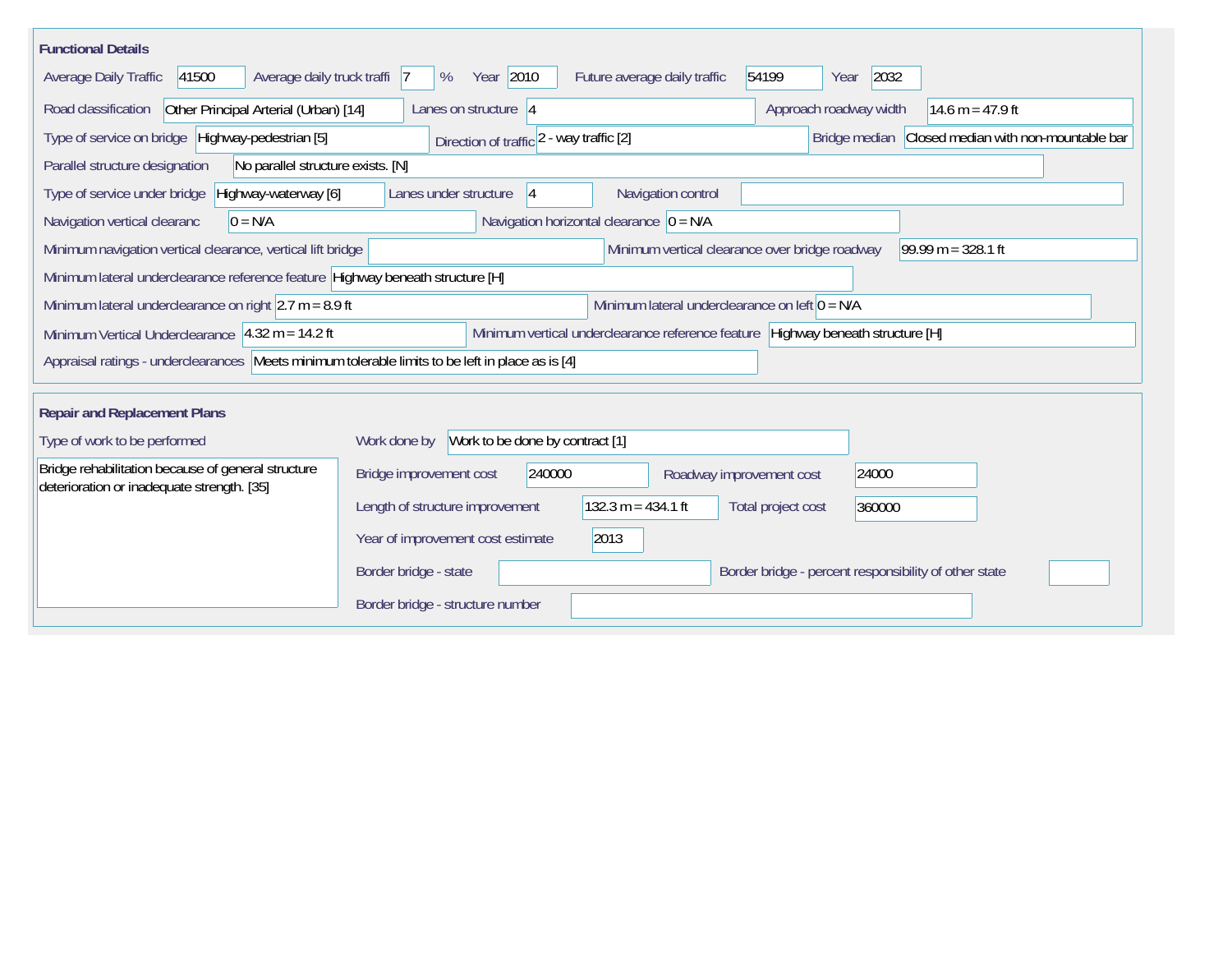## Functional Details

| Field | Value |
| --- | --- |
| Average Daily Traffic | 41500 |
| Average daily truck traffi | 7 % |
| Year | 2010 |
| Future average daily traffic | 54199 |
| Year | 2032 |
| Road classification | Other Principal Arterial (Urban) [14] |
| Lanes on structure | 4 |
| Approach roadway width | 14.6 m = 47.9 ft |
| Type of service on bridge | Highway-pedestrian [5] |
| Direction of traffic | 2 - way traffic [2] |
| Bridge median | Closed median with non-mountable bar |
| Parallel structure designation | No parallel structure exists. [N] |
| Type of service under bridge | Highway-waterway [6] |
| Lanes under structure | 4 |
| Navigation control | |
| Navigation vertical clearanc | 0 = N/A |
| Navigation horizontal clearance | 0 = N/A |
| Minimum navigation vertical clearance, vertical lift bridge | |
| Minimum vertical clearance over bridge roadway | 99.99 m = 328.1 ft |
| Minimum lateral underclearance reference feature | Highway beneath structure [H] |
| Minimum lateral underclearance on right | 2.7 m = 8.9 ft |
| Minimum lateral underclearance on left | 0 = N/A |
| Minimum Vertical Underclearance | 4.32 m = 14.2 ft |
| Minimum vertical underclearance reference feature | Highway beneath structure [H] |
| Appraisal ratings - underclearances | Meets minimum tolerable limits to be left in place as is [4] |

## Repair and Replacement Plans

| Field | Value |
| --- | --- |
| Type of work to be performed | Bridge rehabilitation because of general structure deterioration or inadequate strength. [35] |
| Work done by | Work to be done by contract [1] |
| Bridge improvement cost | 240000 |
| Roadway improvement cost | 24000 |
| Length of structure improvement | 132.3 m = 434.1 ft |
| Total project cost | 360000 |
| Year of improvement cost estimate | 2013 |
| Border bridge - state | |
| Border bridge - percent responsibility of other state | |
| Border bridge - structure number | |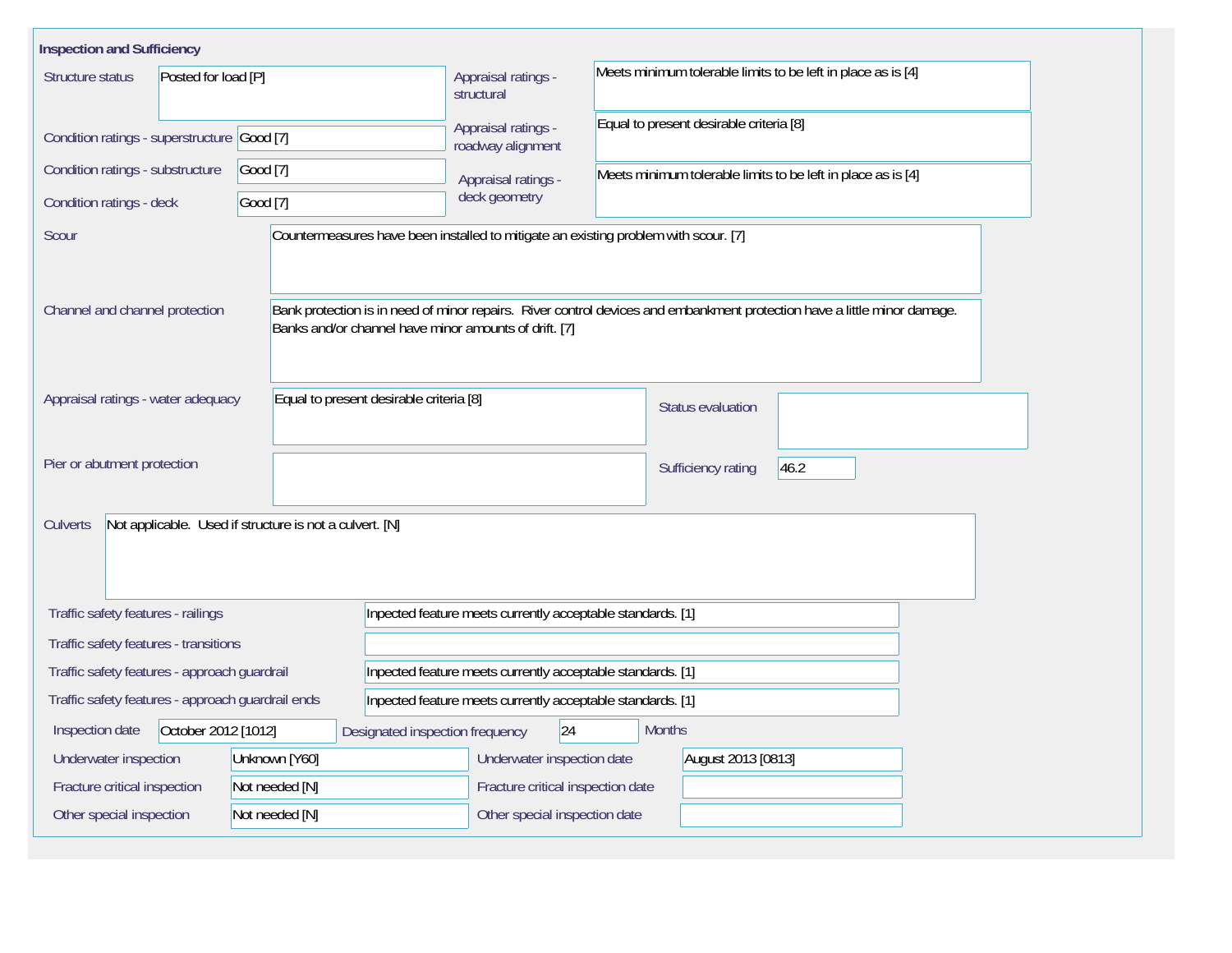## Inspection and Sufficiency

| Field | Value |
|---|---|
| Structure status | Posted for load [P] |
| Condition ratings - superstructure | Good [7] |
| Condition ratings - substructure | Good [7] |
| Condition ratings - deck | Good [7] |
| Appraisal ratings - structural | Meets minimum tolerable limits to be left in place as is [4] |
| Appraisal ratings - roadway alignment | Equal to present desirable criteria [8] |
| Appraisal ratings - deck geometry | Meets minimum tolerable limits to be left in place as is [4] |
| Scour | Countermeasures have been installed to mitigate an existing problem with scour. [7] |
| Channel and channel protection | Bank protection is in need of minor repairs. River control devices and embankment protection have a little minor damage. Banks and/or channel have minor amounts of drift. [7] |
| Appraisal ratings - water adequacy | Equal to present desirable criteria [8] |
| Status evaluation | |
| Pier or abutment protection | |
| Sufficiency rating | 46.2 |
| Culverts | Not applicable. Used if structure is not a culvert. [N] |
| Traffic safety features - railings | Inpected feature meets currently acceptable standards. [1] |
| Traffic safety features - transitions | |
| Traffic safety features - approach guardrail | Inpected feature meets currently acceptable standards. [1] |
| Traffic safety features - approach guardrail ends | Inpected feature meets currently acceptable standards. [1] |
| Inspection date | October 2012 [1012] |
| Designated inspection frequency | 24 Months |
| Underwater inspection | Unknown [Y60] |
| Underwater inspection date | August 2013 [0813] |
| Fracture critical inspection | Not needed [N] |
| Fracture critical inspection date | |
| Other special inspection | Not needed [N] |
| Other special inspection date | |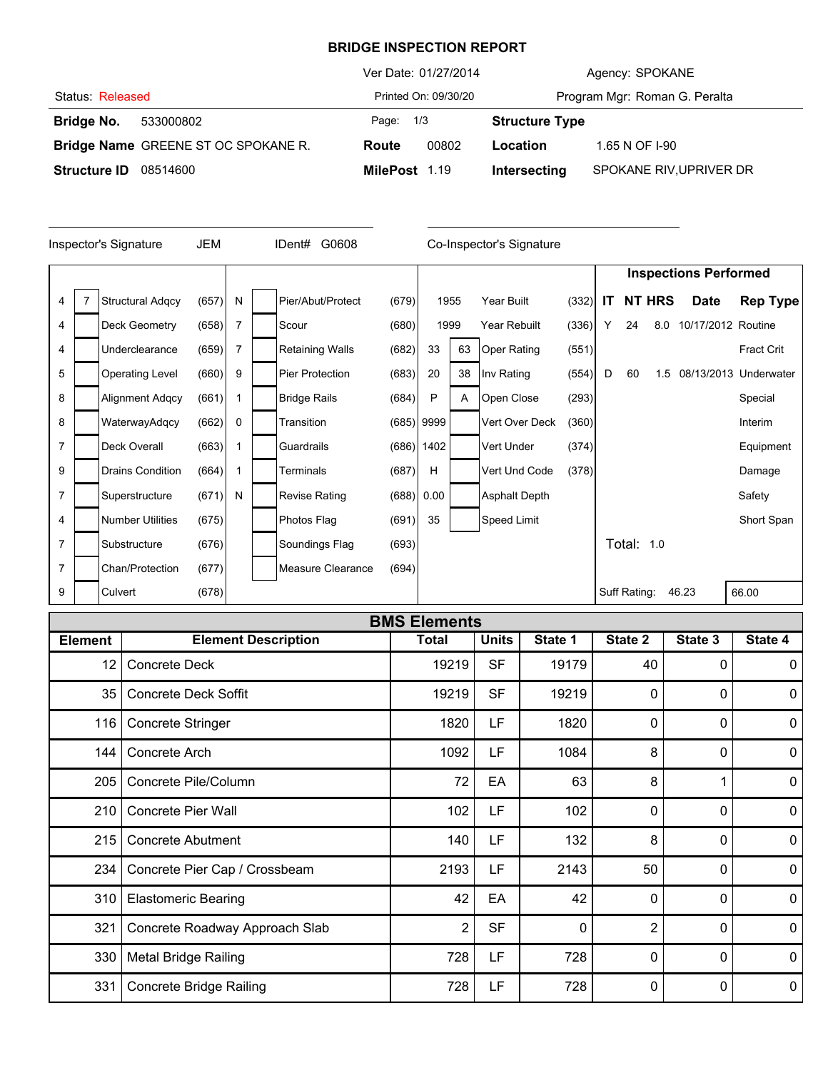# BRIDGE INSPECTION REPORT

Status: Released

Ver Date: 01/27/2014

Printed On: 09/30/20

Agency: SPOKANE

Program Mgr: Roman G. Peralta

**Bridge No.** 533000802

**Bridge Name** GREENE ST OC SPOKANE R.

**Structure ID** 08514600

Page: 1/3

**Route** 00802

**MilePost** 1.19

**Structure Type**

**Location** 1.65 N OF I-90

**Intersecting** SPOKANE RIV,UPRIVER DR

Inspector's Signature JEM IDent# G0608

Co-Inspector's Signature

| | | | | | | | | | | | | |
|---|---|---|---|---|---|---|---|---|---|---|---|---|
| 4 | 7 | Structural Adqcy | (657) | N | | Pier/Abut/Protect | (679) | 1955 | | Year Built | (332) |
| 4 | | Deck Geometry | (658) | 7 | | Scour | (680) | 1999 | | Year Rebuilt | (336) |
| 4 | | Underclearance | (659) | 7 | | Retaining Walls | (682) | 33 | 63 | Oper Rating | (551) |
| 5 | | Operating Level | (660) | 9 | | Pier Protection | (683) | 20 | 38 | Inv Rating | (554) |
| 8 | | Alignment Adqcy | (661) | 1 | | Bridge Rails | (684) | P | A | Open Close | (293) |
| 8 | | WaterwayAdqcy | (662) | 0 | | Transition | (685) | 9999 | | Vert Over Deck | (360) |
| 7 | | Deck Overall | (663) | 1 | | Guardrails | (686) | 1402 | | Vert Under | (374) |
| 9 | | Drains Condition | (664) | 1 | | Terminals | (687) | H | | Vert Und Code | (378) |
| 7 | | Superstructure | (671) | N | | Revise Rating | (688) | 0.00 | | Asphalt Depth | |
| 4 | | Number Utilities | (675) | | | Photos Flag | (691) | 35 | | Speed Limit | |
| 7 | | Substructure | (676) | | | Soundings Flag | (693) | | | | |
| 7 | | Chan/Protection | (677) | | | Measure Clearance | (694) | | | | |
| 9 | | Culvert | (678) | | | | | | | | |

**Inspections Performed**

| IT | NT | HRS | Date | Rep Type |
|---|---|---|---|---|
| Y | 24 | 8.0 | 10/17/2012 | Routine |
| | | | | Fract Crit |
| D | 60 | 1.5 | 08/13/2013 | Underwater |
| | | | | Special |
| | | | | Interim |
| | | | | Equipment |
| | | | | Damage |
| | | | | Safety |
| | | | | Short Span |

Total: 1.0

Suff Rating: 46.23 | 66.00

## BMS Elements

| Element | Element Description | Total | Units | State 1 | State 2 | State 3 | State 4 |
|---|---|---|---|---|---|---|---|
| 12 | Concrete Deck | 19219 | SF | 19179 | 40 | 0 | 0 |
| 35 | Concrete Deck Soffit | 19219 | SF | 19219 | 0 | 0 | 0 |
| 116 | Concrete Stringer | 1820 | LF | 1820 | 0 | 0 | 0 |
| 144 | Concrete Arch | 1092 | LF | 1084 | 8 | 0 | 0 |
| 205 | Concrete Pile/Column | 72 | EA | 63 | 8 | 1 | 0 |
| 210 | Concrete Pier Wall | 102 | LF | 102 | 0 | 0 | 0 |
| 215 | Concrete Abutment | 140 | LF | 132 | 8 | 0 | 0 |
| 234 | Concrete Pier Cap / Crossbeam | 2193 | LF | 2143 | 50 | 0 | 0 |
| 310 | Elastomeric Bearing | 42 | EA | 42 | 0 | 0 | 0 |
| 321 | Concrete Roadway Approach Slab | 2 | SF | 0 | 2 | 0 | 0 |
| 330 | Metal Bridge Railing | 728 | LF | 728 | 0 | 0 | 0 |
| 331 | Concrete Bridge Railing | 728 | LF | 728 | 0 | 0 | 0 |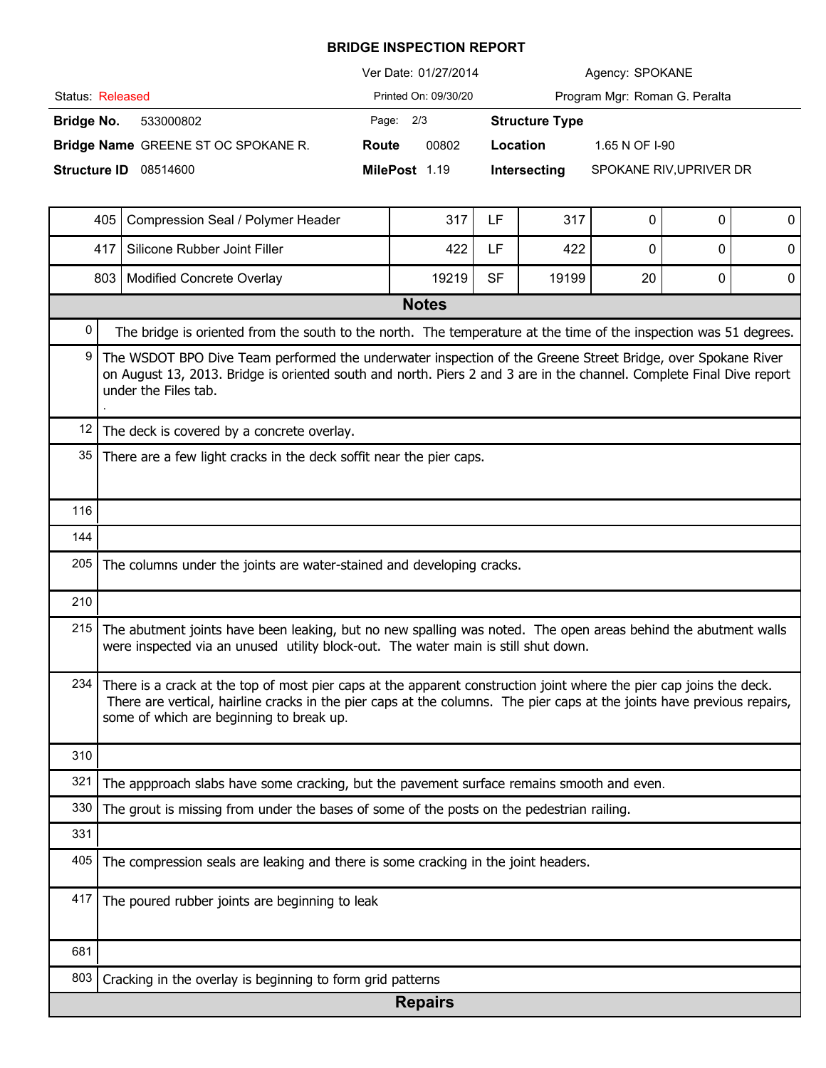**BRIDGE INSPECTION REPORT**

| | | | |
|---|---|---|---|
| Status: Released | Ver Date: 01/27/2014 | Agency: SPOKANE | |
| | Printed On: 09/30/20 | Program Mgr: Roman G. Peralta | |
| **Bridge No.** 533000802 | Page: 2/3 | **Structure Type** | |
| **Bridge Name** GREENE ST OC SPOKANE R. | **Route** 00802 | **Location** | 1.65 N OF I-90 |
| **Structure ID** 08514600 | **MilePost** 1.19 | **Intersecting** | SPOKANE RIV,UPRIVER DR |

| | | | | | | | |
|---|---|---|---|---|---|---|---|
| 405 | Compression Seal / Polymer Header | 317 | LF | 317 | 0 | 0 | 0 |
| 417 | Silicone Rubber Joint Filler | 422 | LF | 422 | 0 | 0 | 0 |
| 803 | Modified Concrete Overlay | 19219 | SF | 19199 | 20 | 0 | 0 |

## Notes

| | |
|---|---|
| 0 | The bridge is oriented from the south to the north. The temperature at the time of the inspection was 51 degrees. |
| 9 | The WSDOT BPO Dive Team performed the underwater inspection of the Greene Street Bridge, over Spokane River on August 13, 2013. Bridge is oriented south and north. Piers 2 and 3 are in the channel. Complete Final Dive report under the Files tab. . |
| 12 | The deck is covered by a concrete overlay. |
| 35 | There are a few light cracks in the deck soffit near the pier caps. |
| 116 | |
| 144 | |
| 205 | The columns under the joints are water-stained and developing cracks. |
| 210 | |
| 215 | The abutment joints have been leaking, but no new spalling was noted. The open areas behind the abutment walls were inspected via an unused utility block-out. The water main is still shut down. |
| 234 | There is a crack at the top of most pier caps at the apparent construction joint where the pier cap joins the deck. There are vertical, hairline cracks in the pier caps at the columns. The pier caps at the joints have previous repairs, some of which are beginning to break up. |
| 310 | |
| 321 | The appproach slabs have some cracking, but the pavement surface remains smooth and even. |
| 330 | The grout is missing from under the bases of some of the posts on the pedestrian railing. |
| 331 | |
| 405 | The compression seals are leaking and there is some cracking in the joint headers. |
| 417 | The poured rubber joints are beginning to leak |
| 681 | |
| 803 | Cracking in the overlay is beginning to form grid patterns |

## Repairs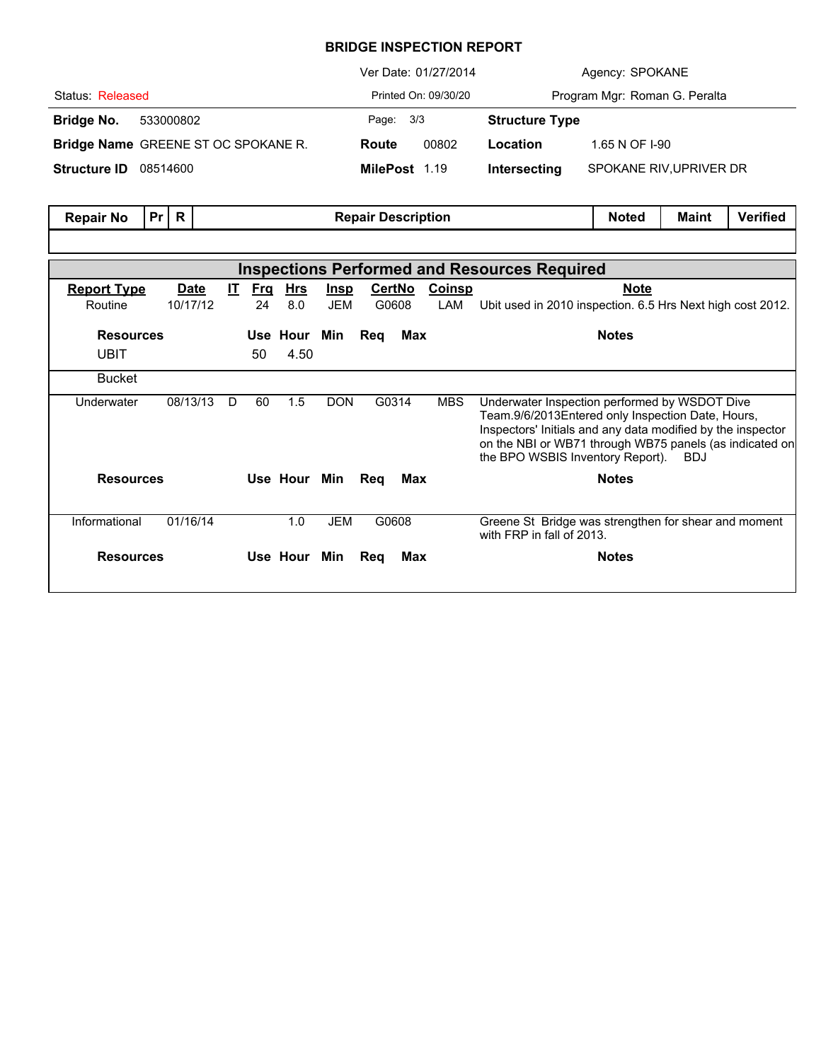**BRIDGE INSPECTION REPORT**

| | | |
|---|---|---|
| | Ver Date: 01/27/2014 | Agency: SPOKANE |
| Status: Released | Printed On: 09/30/20 | Program Mgr: Roman G. Peralta |

| | | | | | |
|---|---|---|---|---|---|
| **Bridge No.** 533000802 | | Page: 3/3 | | **Structure Type** | |
| **Bridge Name** GREENE ST OC SPOKANE R. | | **Route** | 00802 | **Location** | 1.65 N OF I-90 |
| **Structure ID** 08514600 | | **MilePost** | 1.19 | **Intersecting** | SPOKANE RIV,UPRIVER DR |

| Repair No | Pr | R | Repair Description | Noted | Maint | Verified |
|---|---|---|---|---|---|---|
| | | | | | | |

## Inspections Performed and Resources Required

| Report Type | Date | IT | Frq | Hrs | Insp | CertNo | Coinsp | Note |
|---|---|---|---|---|---|---|---|---|
| Routine | 10/17/12 | | 24 | 8.0 | JEM | G0608 | LAM | Ubit used in 2010 inspection. 6.5 Hrs Next high cost 2012. |

| Resources | Use | Hour | Min | Req | Max | Notes |
|---|---|---|---|---|---|---|
| UBIT | 50 | 4.50 | | | | |
| Bucket | | | | | | |

| Report Type | Date | IT | Frq | Hrs | Insp | CertNo | Coinsp | Note |
|---|---|---|---|---|---|---|---|---|
| Underwater | 08/13/13 | D | 60 | 1.5 | DON | G0314 | MBS | Underwater Inspection performed by WSDOT Dive Team.9/6/2013Entered only Inspection Date, Hours, Inspectors' Initials and any data modified by the inspector on the NBI or WB71 through WB75 panels (as indicated on the BPO WSBIS Inventory Report). BDJ |

| Resources | Use | Hour | Min | Req | Max | Notes |
|---|---|---|---|---|---|---|
| | | | | | | |

| Report Type | Date | IT | Frq | Hrs | Insp | CertNo | Coinsp | Note |
|---|---|---|---|---|---|---|---|---|
| Informational | 01/16/14 | | | 1.0 | JEM | G0608 | | Greene St Bridge was strengthen for shear and moment with FRP in fall of 2013. |

| Resources | Use | Hour | Min | Req | Max | Notes |
|---|---|---|---|---|---|---|
| | | | | | | |